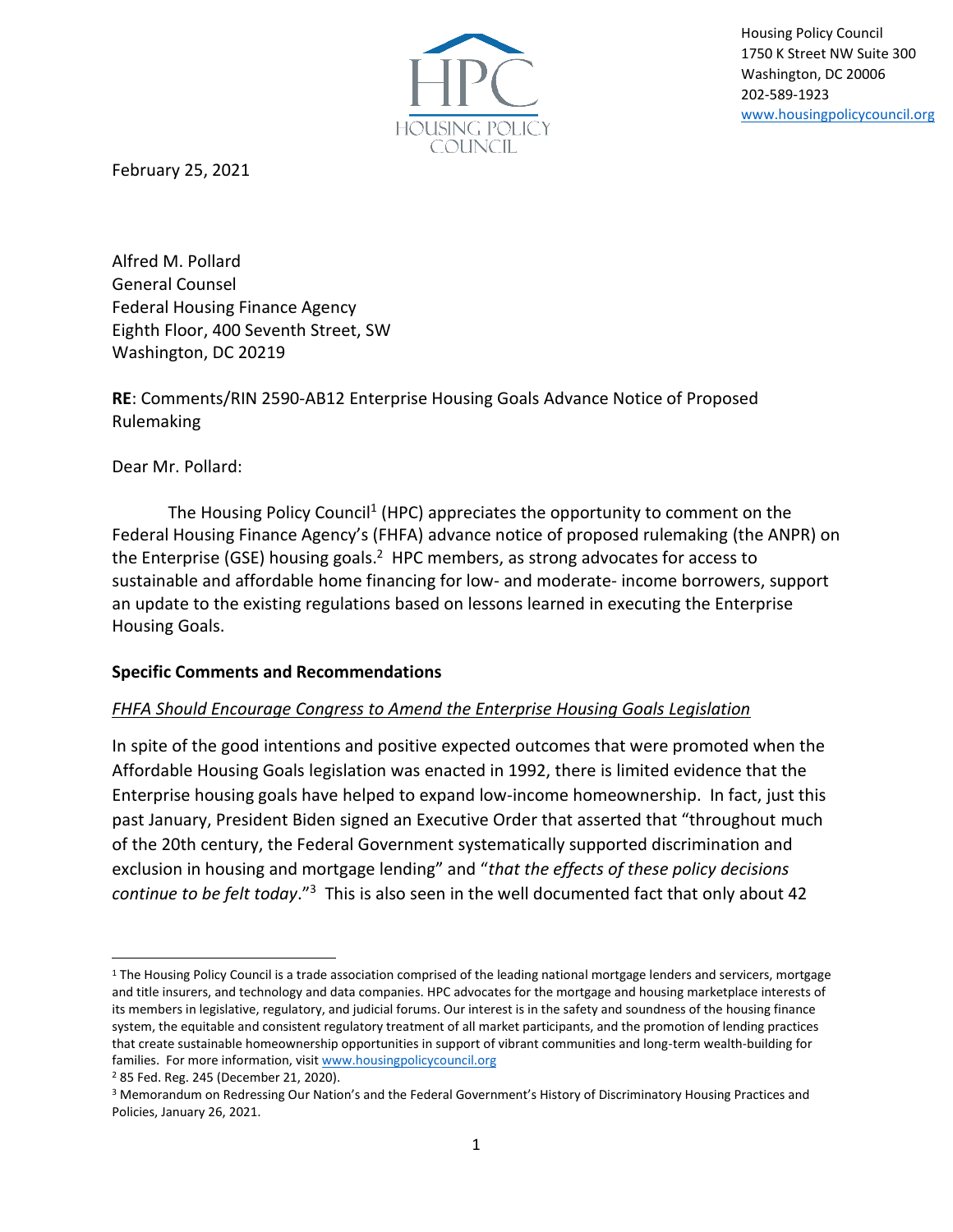Housing Policy Council
1750 K Street NW Suite 300
Washington, DC 20006
202-589-1923
www.housingpolicycouncil.org

February 25, 2021

Alfred M. Pollard
General Counsel
Federal Housing Finance Agency
Eighth Floor, 400 Seventh Street, SW
Washington, DC 20219

**RE**: Comments/RIN 2590-AB12 Enterprise Housing Goals Advance Notice of Proposed Rulemaking

Dear Mr. Pollard:

The Housing Policy Council[1] (HPC) appreciates the opportunity to comment on the Federal Housing Finance Agency's (FHFA) advance notice of proposed rulemaking (the ANPR) on the Enterprise (GSE) housing goals.[2] HPC members, as strong advocates for access to sustainable and affordable home financing for low- and moderate- income borrowers, support an update to the existing regulations based on lessons learned in executing the Enterprise Housing Goals.

## Specific Comments and Recommendations

### *FHFA Should Encourage Congress to Amend the Enterprise Housing Goals Legislation*

In spite of the good intentions and positive expected outcomes that were promoted when the Affordable Housing Goals legislation was enacted in 1992, there is limited evidence that the Enterprise housing goals have helped to expand low-income homeownership. In fact, just this past January, President Biden signed an Executive Order that asserted that "throughout much of the 20th century, the Federal Government systematically supported discrimination and exclusion in housing and mortgage lending" and "*that the effects of these policy decisions continue to be felt today*."[3] This is also seen in the well documented fact that only about 42

---

[1] The Housing Policy Council is a trade association comprised of the leading national mortgage lenders and servicers, mortgage and title insurers, and technology and data companies. HPC advocates for the mortgage and housing marketplace interests of its members in legislative, regulatory, and judicial forums. Our interest is in the safety and soundness of the housing finance system, the equitable and consistent regulatory treatment of all market participants, and the promotion of lending practices that create sustainable homeownership opportunities in support of vibrant communities and long-term wealth-building for families. For more information, visit www.housingpolicycouncil.org

[2] 85 Fed. Reg. 245 (December 21, 2020).

[3] Memorandum on Redressing Our Nation's and the Federal Government's History of Discriminatory Housing Practices and Policies, January 26, 2021.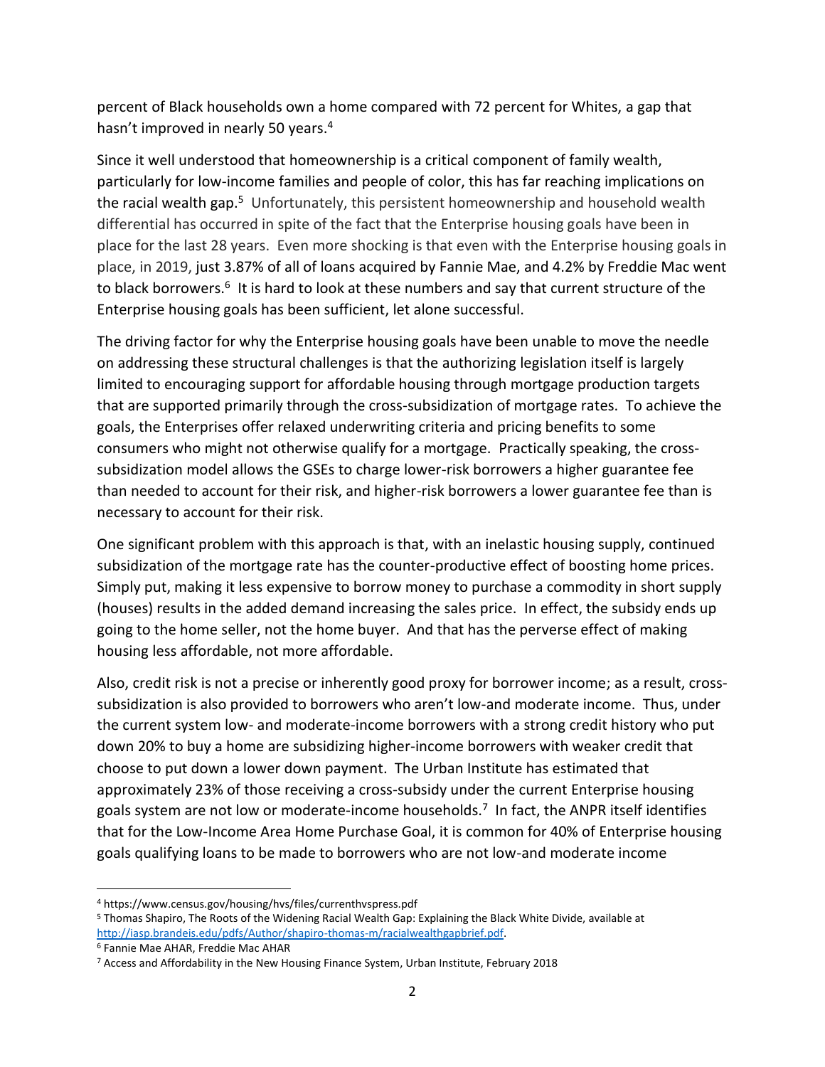percent of Black households own a home compared with 72 percent for Whites, a gap that hasn't improved in nearly 50 years.[4]

Since it well understood that homeownership is a critical component of family wealth, particularly for low-income families and people of color, this has far reaching implications on the racial wealth gap.[5] Unfortunately, this persistent homeownership and household wealth differential has occurred in spite of the fact that the Enterprise housing goals have been in place for the last 28 years. Even more shocking is that even with the Enterprise housing goals in place, in 2019, just 3.87% of all of loans acquired by Fannie Mae, and 4.2% by Freddie Mac went to black borrowers.[6] It is hard to look at these numbers and say that current structure of the Enterprise housing goals has been sufficient, let alone successful.

The driving factor for why the Enterprise housing goals have been unable to move the needle on addressing these structural challenges is that the authorizing legislation itself is largely limited to encouraging support for affordable housing through mortgage production targets that are supported primarily through the cross-subsidization of mortgage rates. To achieve the goals, the Enterprises offer relaxed underwriting criteria and pricing benefits to some consumers who might not otherwise qualify for a mortgage. Practically speaking, the cross-subsidization model allows the GSEs to charge lower-risk borrowers a higher guarantee fee than needed to account for their risk, and higher-risk borrowers a lower guarantee fee than is necessary to account for their risk.

One significant problem with this approach is that, with an inelastic housing supply, continued subsidization of the mortgage rate has the counter-productive effect of boosting home prices. Simply put, making it less expensive to borrow money to purchase a commodity in short supply (houses) results in the added demand increasing the sales price. In effect, the subsidy ends up going to the home seller, not the home buyer. And that has the perverse effect of making housing less affordable, not more affordable.

Also, credit risk is not a precise or inherently good proxy for borrower income; as a result, cross-subsidization is also provided to borrowers who aren't low-and moderate income. Thus, under the current system low- and moderate-income borrowers with a strong credit history who put down 20% to buy a home are subsidizing higher-income borrowers with weaker credit that choose to put down a lower down payment. The Urban Institute has estimated that approximately 23% of those receiving a cross-subsidy under the current Enterprise housing goals system are not low or moderate-income households.[7] In fact, the ANPR itself identifies that for the Low-Income Area Home Purchase Goal, it is common for 40% of Enterprise housing goals qualifying loans to be made to borrowers who are not low-and moderate income

---

[4] https://www.census.gov/housing/hvs/files/currenthvspress.pdf

[5] Thomas Shapiro, The Roots of the Widening Racial Wealth Gap: Explaining the Black White Divide, available at http://iasp.brandeis.edu/pdfs/Author/shapiro-thomas-m/racialwealthgapbrief.pdf.

[6] Fannie Mae AHAR, Freddie Mac AHAR

[7] Access and Affordability in the New Housing Finance System, Urban Institute, February 2018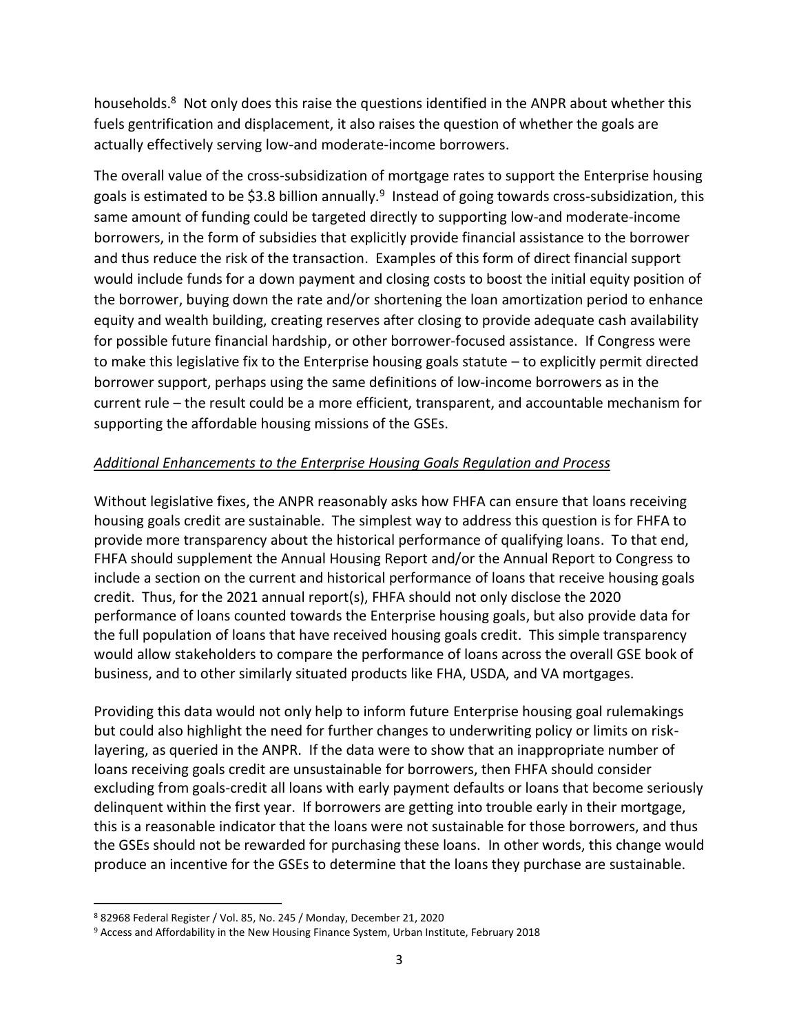households.[8] Not only does this raise the questions identified in the ANPR about whether this fuels gentrification and displacement, it also raises the question of whether the goals are actually effectively serving low-and moderate-income borrowers.

The overall value of the cross-subsidization of mortgage rates to support the Enterprise housing goals is estimated to be $3.8 billion annually.[9] Instead of going towards cross-subsidization, this same amount of funding could be targeted directly to supporting low-and moderate-income borrowers, in the form of subsidies that explicitly provide financial assistance to the borrower and thus reduce the risk of the transaction. Examples of this form of direct financial support would include funds for a down payment and closing costs to boost the initial equity position of the borrower, buying down the rate and/or shortening the loan amortization period to enhance equity and wealth building, creating reserves after closing to provide adequate cash availability for possible future financial hardship, or other borrower-focused assistance. If Congress were to make this legislative fix to the Enterprise housing goals statute – to explicitly permit directed borrower support, perhaps using the same definitions of low-income borrowers as in the current rule – the result could be a more efficient, transparent, and accountable mechanism for supporting the affordable housing missions of the GSEs.

*Additional Enhancements to the Enterprise Housing Goals Regulation and Process*

Without legislative fixes, the ANPR reasonably asks how FHFA can ensure that loans receiving housing goals credit are sustainable. The simplest way to address this question is for FHFA to provide more transparency about the historical performance of qualifying loans. To that end, FHFA should supplement the Annual Housing Report and/or the Annual Report to Congress to include a section on the current and historical performance of loans that receive housing goals credit. Thus, for the 2021 annual report(s), FHFA should not only disclose the 2020 performance of loans counted towards the Enterprise housing goals, but also provide data for the full population of loans that have received housing goals credit. This simple transparency would allow stakeholders to compare the performance of loans across the overall GSE book of business, and to other similarly situated products like FHA, USDA, and VA mortgages.

Providing this data would not only help to inform future Enterprise housing goal rulemakings but could also highlight the need for further changes to underwriting policy or limits on risk-layering, as queried in the ANPR. If the data were to show that an inappropriate number of loans receiving goals credit are unsustainable for borrowers, then FHFA should consider excluding from goals-credit all loans with early payment defaults or loans that become seriously delinquent within the first year. If borrowers are getting into trouble early in their mortgage, this is a reasonable indicator that the loans were not sustainable for those borrowers, and thus the GSEs should not be rewarded for purchasing these loans. In other words, this change would produce an incentive for the GSEs to determine that the loans they purchase are sustainable.

---

[8] 82968 Federal Register / Vol. 85, No. 245 / Monday, December 21, 2020

[9] Access and Affordability in the New Housing Finance System, Urban Institute, February 2018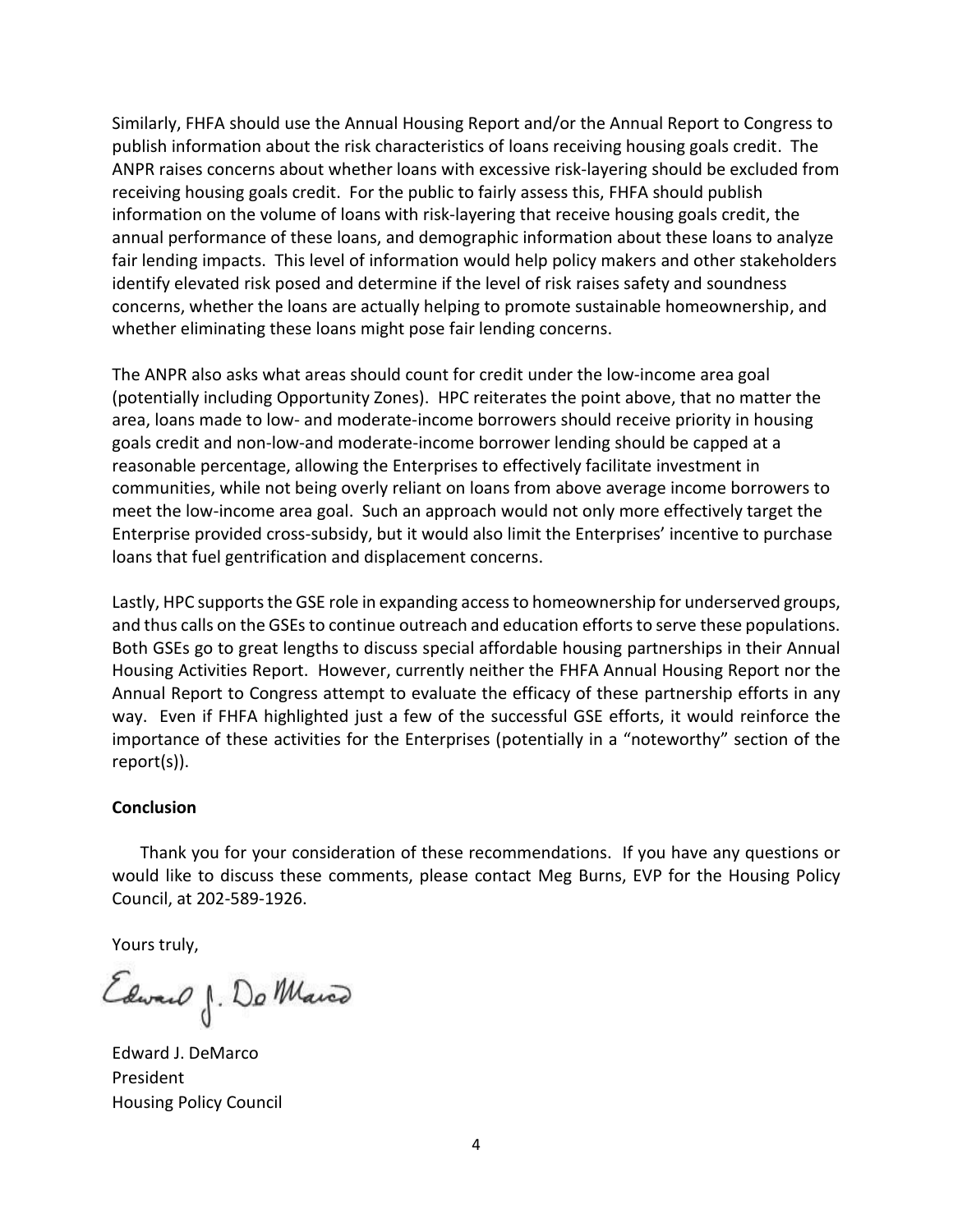Similarly, FHFA should use the Annual Housing Report and/or the Annual Report to Congress to publish information about the risk characteristics of loans receiving housing goals credit. The ANPR raises concerns about whether loans with excessive risk-layering should be excluded from receiving housing goals credit. For the public to fairly assess this, FHFA should publish information on the volume of loans with risk-layering that receive housing goals credit, the annual performance of these loans, and demographic information about these loans to analyze fair lending impacts. This level of information would help policy makers and other stakeholders identify elevated risk posed and determine if the level of risk raises safety and soundness concerns, whether the loans are actually helping to promote sustainable homeownership, and whether eliminating these loans might pose fair lending concerns.

The ANPR also asks what areas should count for credit under the low-income area goal (potentially including Opportunity Zones). HPC reiterates the point above, that no matter the area, loans made to low- and moderate-income borrowers should receive priority in housing goals credit and non-low-and moderate-income borrower lending should be capped at a reasonable percentage, allowing the Enterprises to effectively facilitate investment in communities, while not being overly reliant on loans from above average income borrowers to meet the low-income area goal. Such an approach would not only more effectively target the Enterprise provided cross-subsidy, but it would also limit the Enterprises' incentive to purchase loans that fuel gentrification and displacement concerns.

Lastly, HPC supports the GSE role in expanding access to homeownership for underserved groups, and thus calls on the GSEs to continue outreach and education efforts to serve these populations. Both GSEs go to great lengths to discuss special affordable housing partnerships in their Annual Housing Activities Report. However, currently neither the FHFA Annual Housing Report nor the Annual Report to Congress attempt to evaluate the efficacy of these partnership efforts in any way. Even if FHFA highlighted just a few of the successful GSE efforts, it would reinforce the importance of these activities for the Enterprises (potentially in a "noteworthy" section of the report(s)).

**Conclusion**

Thank you for your consideration of these recommendations. If you have any questions or would like to discuss these comments, please contact Meg Burns, EVP for the Housing Policy Council, at 202-589-1926.

Yours truly,

Edward J. DeMarco

Edward J. DeMarco
President
Housing Policy Council